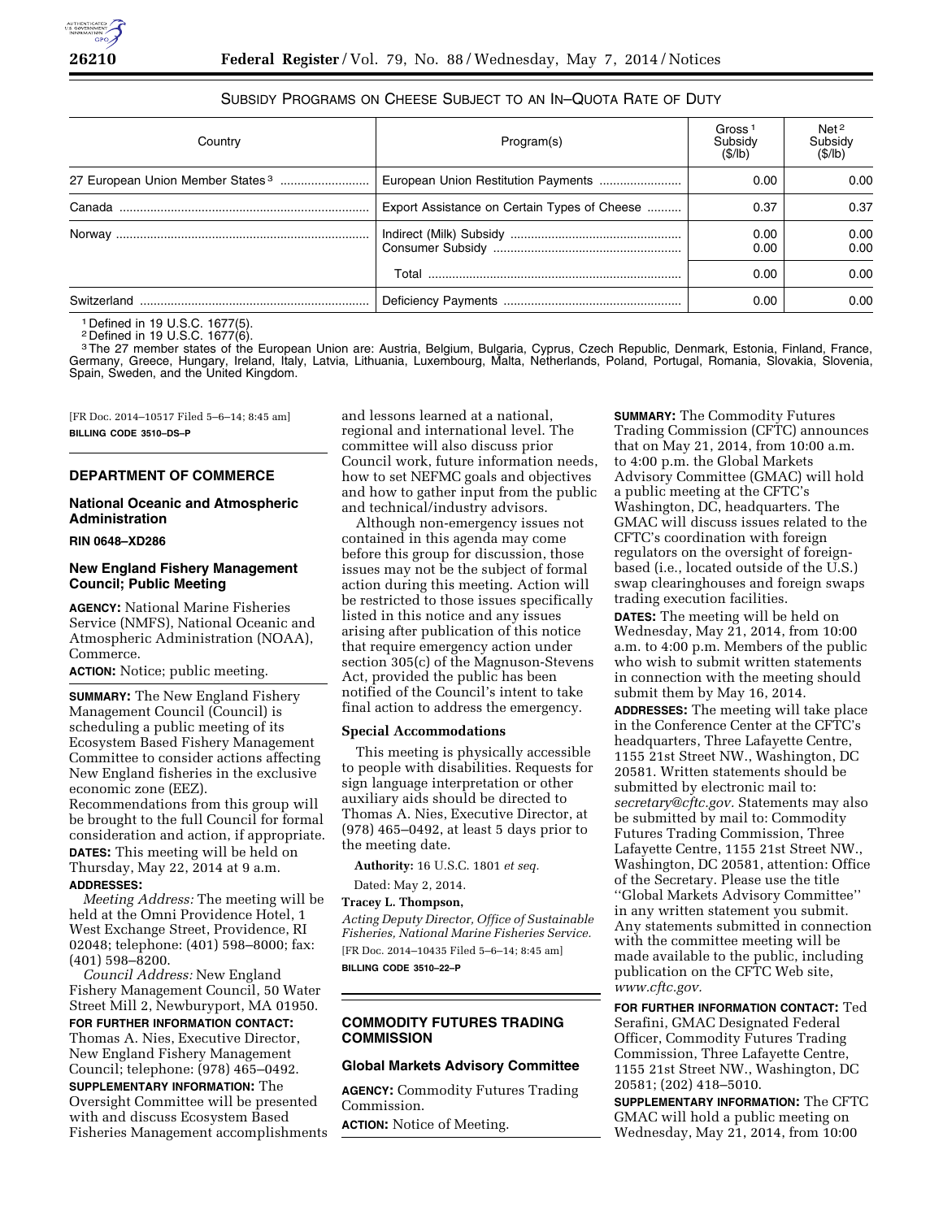## SUBSIDY PROGRAMS ON CHEESE SUBJECT TO AN IN–QUOTA RATE OF DUTY

| Country | Program(s) | Gross [1] Subsidy ($/lb) | Net [2] Subsidy ($/lb) |
|---|---|---|---|
| 27 European Union Member States [3] | European Union Restitution Payments | 0.00 | 0.00 |
| Canada | Export Assistance on Certain Types of Cheese | 0.37 | 0.37 |
| Norway | Indirect (Milk) Subsidy | 0.00 | 0.00 |
| | Consumer Subsidy | 0.00 | 0.00 |
| | Total | 0.00 | 0.00 |
| Switzerland | Deficiency Payments | 0.00 | 0.00 |

[1] Defined in 19 U.S.C. 1677(5).

[2] Defined in 19 U.S.C. 1677(6).

[3] The 27 member states of the European Union are: Austria, Belgium, Bulgaria, Cyprus, Czech Republic, Denmark, Estonia, Finland, France, Germany, Greece, Hungary, Ireland, Italy, Latvia, Lithuania, Luxembourg, Malta, Netherlands, Poland, Portugal, Romania, Slovakia, Slovenia, Spain, Sweden, and the United Kingdom.

[FR Doc. 2014–10517 Filed 5–6–14; 8:45 am]

**BILLING CODE 3510–DS–P**

## DEPARTMENT OF COMMERCE

### National Oceanic and Atmospheric Administration

**RIN 0648–XD286**

### New England Fishery Management Council; Public Meeting

**AGENCY:** National Marine Fisheries Service (NMFS), National Oceanic and Atmospheric Administration (NOAA), Commerce.

**ACTION:** Notice; public meeting.

**SUMMARY:** The New England Fishery Management Council (Council) is scheduling a public meeting of its Ecosystem Based Fishery Management Committee to consider actions affecting New England fisheries in the exclusive economic zone (EEZ). Recommendations from this group will be brought to the full Council for formal consideration and action, if appropriate.

**DATES:** This meeting will be held on Thursday, May 22, 2014 at 9 a.m.

**ADDRESSES:**

*Meeting Address:* The meeting will be held at the Omni Providence Hotel, 1 West Exchange Street, Providence, RI 02048; telephone: (401) 598–8000; fax: (401) 598–8200.

*Council Address:* New England Fishery Management Council, 50 Water Street Mill 2, Newburyport, MA 01950.

**FOR FURTHER INFORMATION CONTACT:** Thomas A. Nies, Executive Director, New England Fishery Management Council; telephone: (978) 465–0492.

**SUPPLEMENTARY INFORMATION:** The Oversight Committee will be presented with and discuss Ecosystem Based Fisheries Management accomplishments and lessons learned at a national, regional and international level. The committee will also discuss prior Council work, future information needs, how to set NEFMC goals and objectives and how to gather input from the public and technical/industry advisors.

Although non-emergency issues not contained in this agenda may come before this group for discussion, those issues may not be the subject of formal action during this meeting. Action will be restricted to those issues specifically listed in this notice and any issues arising after publication of this notice that require emergency action under section 305(c) of the Magnuson-Stevens Act, provided the public has been notified of the Council's intent to take final action to address the emergency.

#### Special Accommodations

This meeting is physically accessible to people with disabilities. Requests for sign language interpretation or other auxiliary aids should be directed to Thomas A. Nies, Executive Director, at (978) 465–0492, at least 5 days prior to the meeting date.

**Authority:** 16 U.S.C. 1801 *et seq.*

Dated: May 2, 2014.

**Tracey L. Thompson,**

*Acting Deputy Director, Office of Sustainable Fisheries, National Marine Fisheries Service.*

[FR Doc. 2014–10435 Filed 5–6–14; 8:45 am]

**BILLING CODE 3510–22–P**

## COMMODITY FUTURES TRADING COMMISSION

### Global Markets Advisory Committee

**AGENCY:** Commodity Futures Trading Commission.

**ACTION:** Notice of Meeting.

**SUMMARY:** The Commodity Futures Trading Commission (CFTC) announces that on May 21, 2014, from 10:00 a.m. to 4:00 p.m. the Global Markets Advisory Committee (GMAC) will hold a public meeting at the CFTC's Washington, DC, headquarters. The GMAC will discuss issues related to the CFTC's coordination with foreign regulators on the oversight of foreign-based (i.e., located outside of the U.S.) swap clearinghouses and foreign swaps trading execution facilities.

**DATES:** The meeting will be held on Wednesday, May 21, 2014, from 10:00 a.m. to 4:00 p.m. Members of the public who wish to submit written statements in connection with the meeting should submit them by May 16, 2014.

**ADDRESSES:** The meeting will take place in the Conference Center at the CFTC's headquarters, Three Lafayette Centre, 1155 21st Street NW., Washington, DC 20581. Written statements should be submitted by electronic mail to: *secretary@cftc.gov.* Statements may also be submitted by mail to: Commodity Futures Trading Commission, Three Lafayette Centre, 1155 21st Street NW., Washington, DC 20581, attention: Office of the Secretary. Please use the title ''Global Markets Advisory Committee'' in any written statement you submit. Any statements submitted in connection with the committee meeting will be made available to the public, including publication on the CFTC Web site, *www.cftc.gov.*

**FOR FURTHER INFORMATION CONTACT:** Ted Serafini, GMAC Designated Federal Officer, Commodity Futures Trading Commission, Three Lafayette Centre, 1155 21st Street NW., Washington, DC 20581; (202) 418–5010.

**SUPPLEMENTARY INFORMATION:** The CFTC GMAC will hold a public meeting on Wednesday, May 21, 2014, from 10:00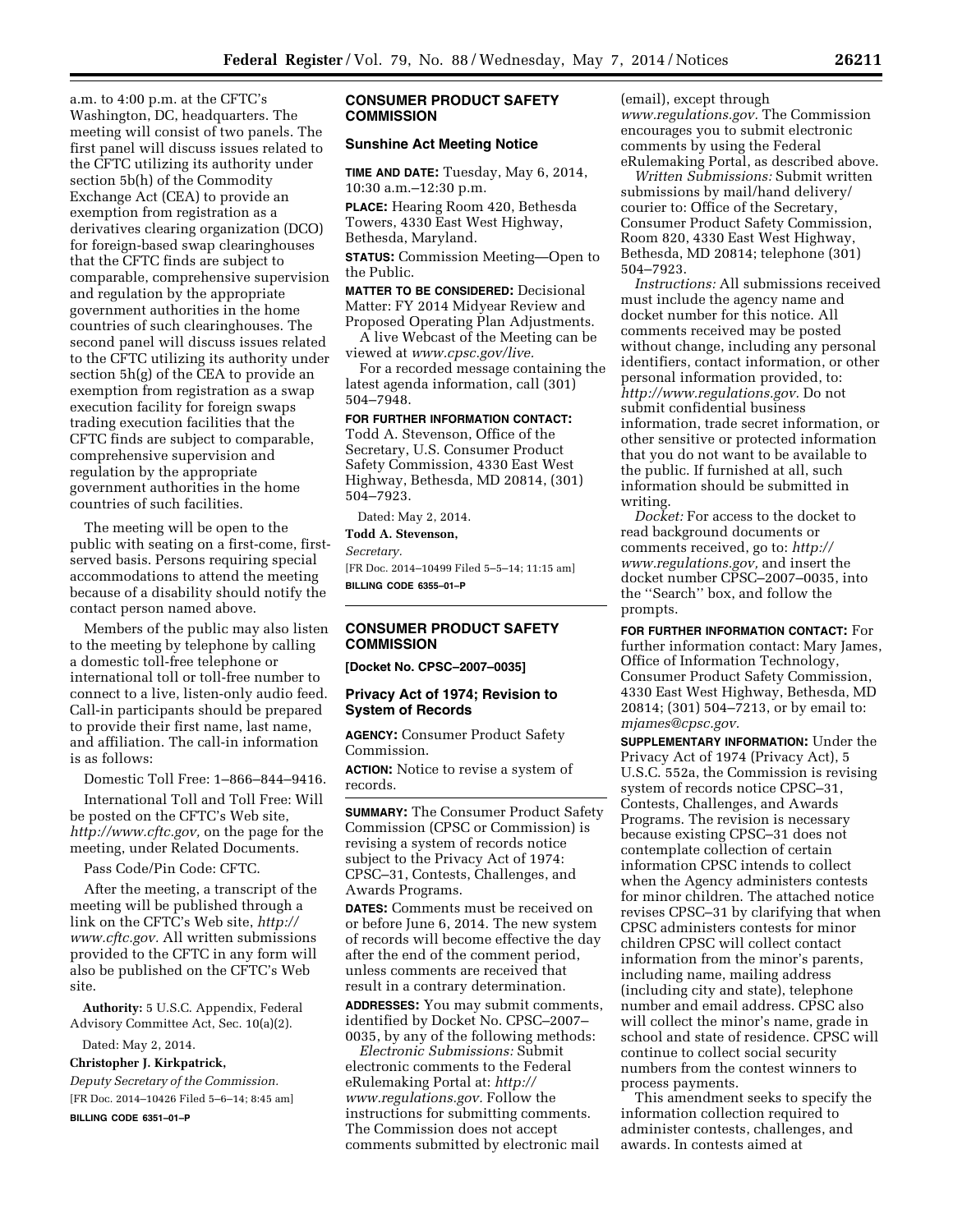a.m. to 4:00 p.m. at the CFTC's Washington, DC, headquarters. The meeting will consist of two panels. The first panel will discuss issues related to the CFTC utilizing its authority under section 5b(h) of the Commodity Exchange Act (CEA) to provide an exemption from registration as a derivatives clearing organization (DCO) for foreign-based swap clearinghouses that the CFTC finds are subject to comparable, comprehensive supervision and regulation by the appropriate government authorities in the home countries of such clearinghouses. The second panel will discuss issues related to the CFTC utilizing its authority under section 5h(g) of the CEA to provide an exemption from registration as a swap execution facility for foreign swaps trading execution facilities that the CFTC finds are subject to comparable, comprehensive supervision and regulation by the appropriate government authorities in the home countries of such facilities.

The meeting will be open to the public with seating on a first-come, first-served basis. Persons requiring special accommodations to attend the meeting because of a disability should notify the contact person named above.

Members of the public may also listen to the meeting by telephone by calling a domestic toll-free telephone or international toll or toll-free number to connect to a live, listen-only audio feed. Call-in participants should be prepared to provide their first name, last name, and affiliation. The call-in information is as follows:

Domestic Toll Free: 1–866–844–9416.

International Toll and Toll Free: Will be posted on the CFTC's Web site, *http://www.cftc.gov,* on the page for the meeting, under Related Documents.

Pass Code/Pin Code: CFTC.

After the meeting, a transcript of the meeting will be published through a link on the CFTC's Web site, *http://www.cftc.gov.* All written submissions provided to the CFTC in any form will also be published on the CFTC's Web site.

**Authority:** 5 U.S.C. Appendix, Federal Advisory Committee Act, Sec. 10(a)(2).

Dated: May 2, 2014.

**Christopher J. Kirkpatrick,**

*Deputy Secretary of the Commission.*

[FR Doc. 2014–10426 Filed 5–6–14; 8:45 am]

**BILLING CODE 6351–01–P**

## CONSUMER PRODUCT SAFETY COMMISSION

### Sunshine Act Meeting Notice

**TIME AND DATE:** Tuesday, May 6, 2014, 10:30 a.m.–12:30 p.m.

**PLACE:** Hearing Room 420, Bethesda Towers, 4330 East West Highway, Bethesda, Maryland.

**STATUS:** Commission Meeting—Open to the Public.

**MATTER TO BE CONSIDERED:** Decisional Matter: FY 2014 Midyear Review and Proposed Operating Plan Adjustments.

A live Webcast of the Meeting can be viewed at *www.cpsc.gov/live.*

For a recorded message containing the latest agenda information, call (301) 504–7948.

**FOR FURTHER INFORMATION CONTACT:** Todd A. Stevenson, Office of the Secretary, U.S. Consumer Product Safety Commission, 4330 East West Highway, Bethesda, MD 20814, (301) 504–7923.

Dated: May 2, 2014.

**Todd A. Stevenson,**

*Secretary.*

[FR Doc. 2014–10499 Filed 5–5–14; 11:15 am]

**BILLING CODE 6355–01–P**

## CONSUMER PRODUCT SAFETY COMMISSION

**[Docket No. CPSC–2007–0035]**

### Privacy Act of 1974; Revision to System of Records

**AGENCY:** Consumer Product Safety Commission.

**ACTION:** Notice to revise a system of records.

**SUMMARY:** The Consumer Product Safety Commission (CPSC or Commission) is revising a system of records notice subject to the Privacy Act of 1974: CPSC–31, Contests, Challenges, and Awards Programs.

**DATES:** Comments must be received on or before June 6, 2014. The new system of records will become effective the day after the end of the comment period, unless comments are received that result in a contrary determination.

**ADDRESSES:** You may submit comments, identified by Docket No. CPSC–2007–0035, by any of the following methods:

*Electronic Submissions:* Submit electronic comments to the Federal eRulemaking Portal at: *http://www.regulations.gov.* Follow the instructions for submitting comments. The Commission does not accept comments submitted by electronic mail (email), except through *www.regulations.gov.* The Commission encourages you to submit electronic comments by using the Federal eRulemaking Portal, as described above.

*Written Submissions:* Submit written submissions by mail/hand delivery/courier to: Office of the Secretary, Consumer Product Safety Commission, Room 820, 4330 East West Highway, Bethesda, MD 20814; telephone (301) 504–7923.

*Instructions:* All submissions received must include the agency name and docket number for this notice. All comments received may be posted without change, including any personal identifiers, contact information, or other personal information provided, to: *http://www.regulations.gov.* Do not submit confidential business information, trade secret information, or other sensitive or protected information that you do not want to be available to the public. If furnished at all, such information should be submitted in writing.

*Docket:* For access to the docket to read background documents or comments received, go to: *http://www.regulations.gov,* and insert the docket number CPSC–2007–0035, into the ''Search'' box, and follow the prompts.

**FOR FURTHER INFORMATION CONTACT:** For further information contact: Mary James, Office of Information Technology, Consumer Product Safety Commission, 4330 East West Highway, Bethesda, MD 20814; (301) 504–7213, or by email to: *mjames@cpsc.gov.*

**SUPPLEMENTARY INFORMATION:** Under the Privacy Act of 1974 (Privacy Act), 5 U.S.C. 552a, the Commission is revising system of records notice CPSC–31, Contests, Challenges, and Awards Programs. The revision is necessary because existing CPSC–31 does not contemplate collection of certain information CPSC intends to collect when the Agency administers contests for minor children. The attached notice revises CPSC–31 by clarifying that when CPSC administers contests for minor children CPSC will collect contact information from the minor's parents, including name, mailing address (including city and state), telephone number and email address. CPSC also will collect the minor's name, grade in school and state of residence. CPSC will continue to collect social security numbers from the contest winners to process payments.

This amendment seeks to specify the information collection required to administer contests, challenges, and awards. In contests aimed at